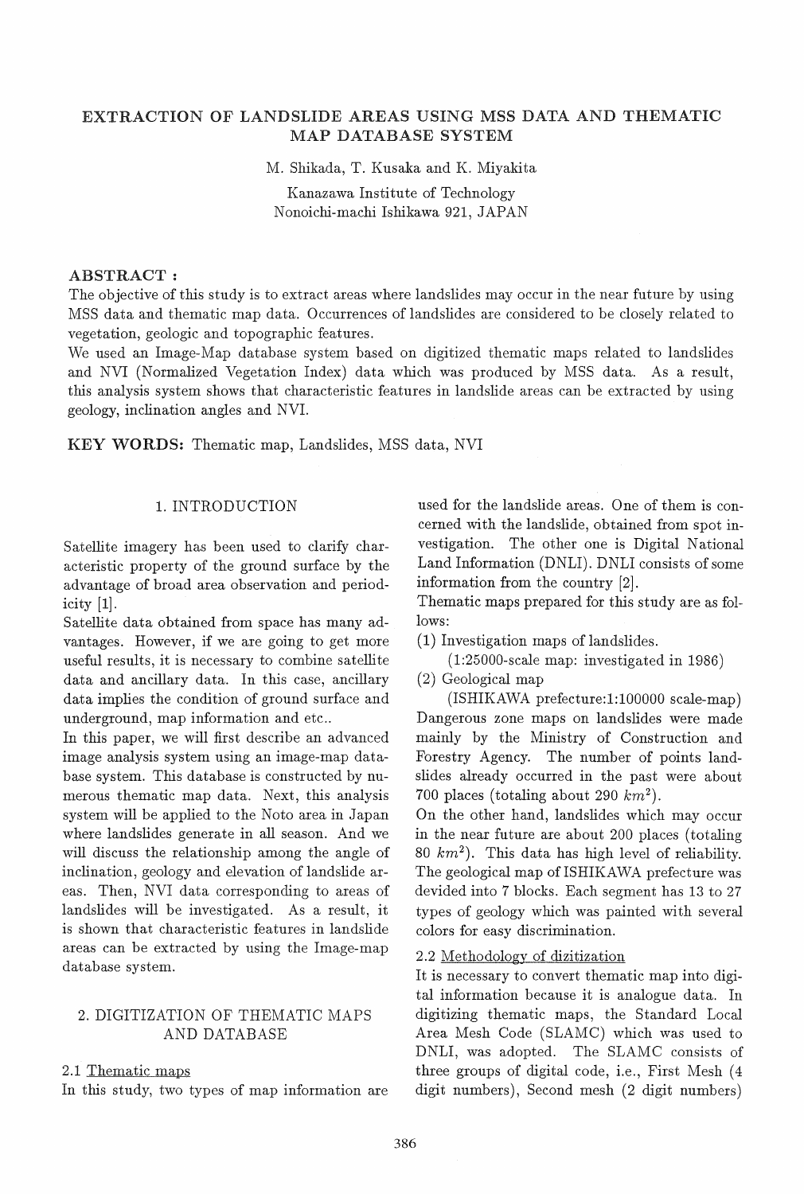# EXTRACTION OF LANDSLIDE AREAS USING MSS DATA AND THEMATIC MAP DATABASE SYSTEM

M. Shikada, T. Kusaka and K. Miyakita

Kanazawa Institute of Technology
Nonoichi-machi Ishikawa 921, JAPAN

## ABSTRACT :

The objective of this study is to extract areas where landslides may occur in the near future by using MSS data and thematic map data. Occurrences of landslides are considered to be closely related to vegetation, geologic and topographic features.

We used an Image-Map database system based on digitized thematic maps related to landslides and NVI (Normalized Vegetation Index) data which was produced by MSS data. As a result, this analysis system shows that characteristic features in landslide areas can be extracted by using geology, inclination angles and NVI.

**KEY WORDS:** Thematic map, Landslides, MSS data, NVI

## 1. INTRODUCTION

Satellite imagery has been used to clarify characteristic property of the ground surface by the advantage of broad area observation and periodicity [1].

Satellite data obtained from space has many advantages. However, if we are going to get more useful results, it is necessary to combine satellite data and ancillary data. In this case, ancillary data implies the condition of ground surface and underground, map information and etc..

In this paper, we will first describe an advanced image analysis system using an image-map database system. This database is constructed by numerous thematic map data. Next, this analysis system will be applied to the Noto area in Japan where landslides generate in all season. And we will discuss the relationship among the angle of inclination, geology and elevation of landslide areas. Then, NVI data corresponding to areas of landslides will be investigated. As a result, it is shown that characteristic features in landslide areas can be extracted by using the Image-map database system.

## 2. DIGITIZATION OF THEMATIC MAPS AND DATABASE

### 2.1 Thematic maps

In this study, two types of map information are used for the landslide areas. One of them is concerned with the landslide, obtained from spot investigation. The other one is Digital National Land Information (DNLI). DNLI consists of some information from the country [2].

Thematic maps prepared for this study are as follows:

(1) Investigation maps of landslides.
   (1:25000-scale map: investigated in 1986)

(2) Geological map
   (ISHIKAWA prefecture:1:100000 scale-map)

Dangerous zone maps on landslides were made mainly by the Ministry of Construction and Forestry Agency. The number of points landslides already occurred in the past were about 700 places (totaling about 290 $km^2$).

On the other hand, landslides which may occur in the near future are about 200 places (totaling 80 $km^2$). This data has high level of reliability. The geological map of ISHIKAWA prefecture was devided into 7 blocks. Each segment has 13 to 27 types of geology which was painted with several colors for easy discrimination.

### 2.2 Methodology of dizitization

It is necessary to convert thematic map into digital information because it is analogue data. In digitizing thematic maps, the Standard Local Area Mesh Code (SLAMC) which was used to DNLI, was adopted. The SLAMC consists of three groups of digital code, i.e., First Mesh (4 digit numbers), Second mesh (2 digit numbers)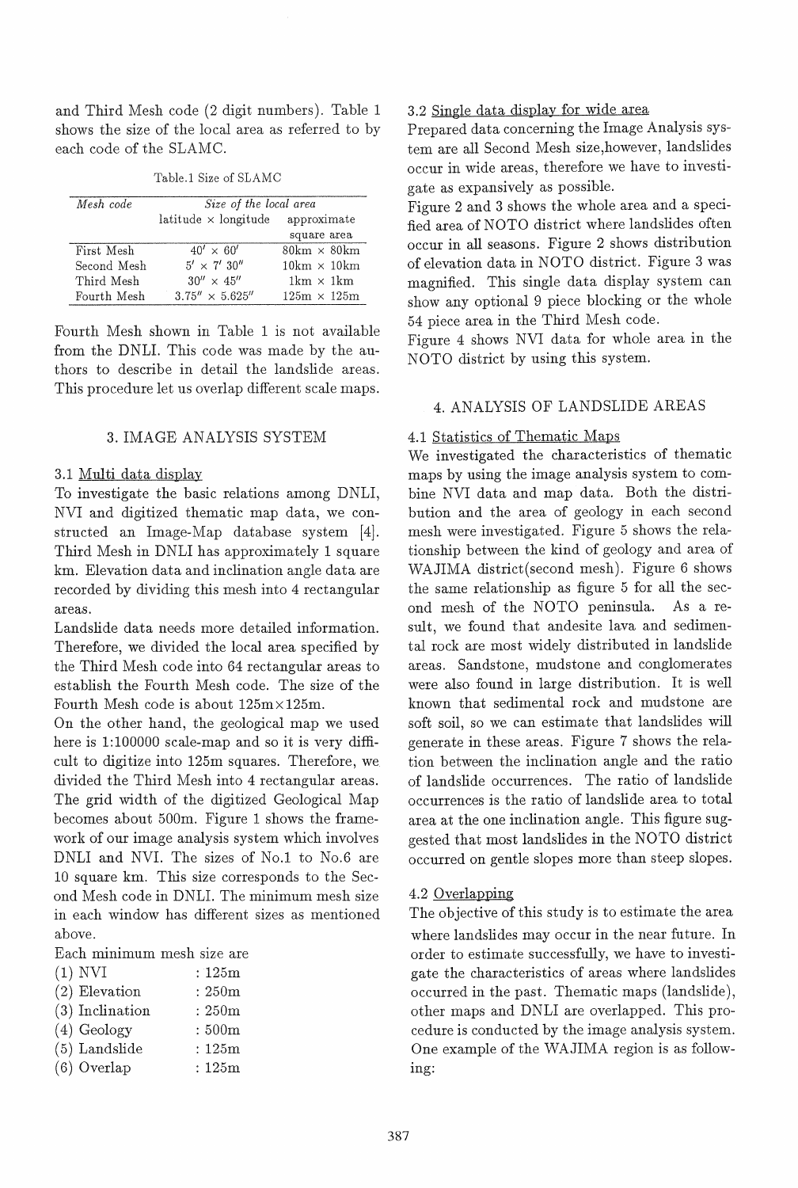and Third Mesh code (2 digit numbers). Table 1 shows the size of the local area as referred to by each code of the SLAMC.

Table.1 Size of SLAMC

| *Mesh code* | *Size of the local area* | |
|---|---|---|
| | latitude × longitude | approximate square area |
| First Mesh | $40' \times 60'$ | 80km × 80km |
| Second Mesh | $5' \times 7'\ 30''$ | 10km × 10km |
| Third Mesh | $30'' \times 45''$ | 1km × 1km |
| Fourth Mesh | $3.75'' \times 5.625''$ | 125m × 125m |

Fourth Mesh shown in Table 1 is not available from the DNLI. This code was made by the authors to describe in detail the landslide areas. This procedure let us overlap different scale maps.

## 3. IMAGE ANALYSIS SYSTEM

### 3.1 Multi data display

To investigate the basic relations among DNLI, NVI and digitized thematic map data, we constructed an Image-Map database system [4]. Third Mesh in DNLI has approximately 1 square km. Elevation data and inclination angle data are recorded by dividing this mesh into 4 rectangular areas.

Landslide data needs more detailed information. Therefore, we divided the local area specified by the Third Mesh code into 64 rectangular areas to establish the Fourth Mesh code. The size of the Fourth Mesh code is about 125m×125m.

On the other hand, the geological map we used here is 1:100000 scale-map and so it is very difficult to digitize into 125m squares. Therefore, we divided the Third Mesh into 4 rectangular areas. The grid width of the digitized Geological Map becomes about 500m. Figure 1 shows the framework of our image analysis system which involves DNLI and NVI. The sizes of No.1 to No.6 are 10 square km. This size corresponds to the Second Mesh code in DNLI. The minimum mesh size in each window has different sizes as mentioned above.

Each minimum mesh size are

- (1) NVI : 125m
- (2) Elevation : 250m
- (3) Inclination : 250m
- (4) Geology : 500m
- (5) Landslide : 125m
- (6) Overlap : 125m

### 3.2 Single data display for wide area

Prepared data concerning the Image Analysis system are all Second Mesh size,however, landslides occur in wide areas, therefore we have to investigate as expansively as possible.

Figure 2 and 3 shows the whole area and a specified area of NOTO district where landslides often occur in all seasons. Figure 2 shows distribution of elevation data in NOTO district. Figure 3 was magnified. This single data display system can show any optional 9 piece blocking or the whole 54 piece area in the Third Mesh code.

Figure 4 shows NVI data for whole area in the NOTO district by using this system.

## 4. ANALYSIS OF LANDSLIDE AREAS

### 4.1 Statistics of Thematic Maps

We investigated the characteristics of thematic maps by using the image analysis system to combine NVI data and map data. Both the distribution and the area of geology in each second mesh were investigated. Figure 5 shows the relationship between the kind of geology and area of WAJIMA district(second mesh). Figure 6 shows the same relationship as figure 5 for all the second mesh of the NOTO peninsula. As a result, we found that andesite lava and sedimental rock are most widely distributed in landslide areas. Sandstone, mudstone and conglomerates were also found in large distribution. It is well known that sedimental rock and mudstone are soft soil, so we can estimate that landslides will generate in these areas. Figure 7 shows the relation between the inclination angle and the ratio of landslide occurrences. The ratio of landslide occurrences is the ratio of landslide area to total area at the one inclination angle. This figure suggested that most landslides in the NOTO district occurred on gentle slopes more than steep slopes.

### 4.2 Overlapping

The objective of this study is to estimate the area where landslides may occur in the near future. In order to estimate successfully, we have to investigate the characteristics of areas where landslides occurred in the past. Thematic maps (landslide), other maps and DNLI are overlapped. This procedure is conducted by the image analysis system. One example of the WAJIMA region is as following: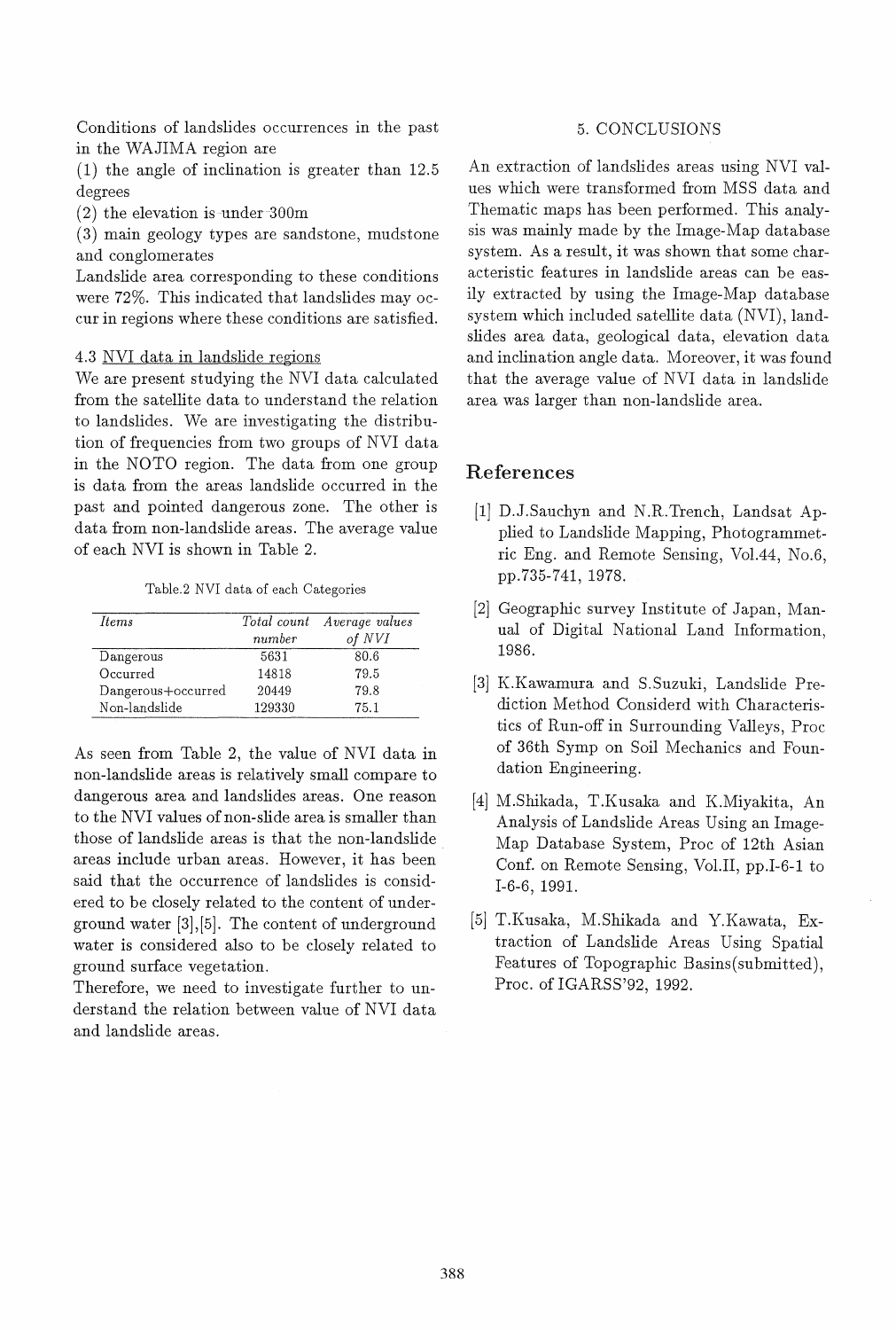Conditions of landslides occurrences in the past in the WAJIMA region are

(1) the angle of inclination is greater than 12.5 degrees

(2) the elevation is under 300m

(3) main geology types are sandstone, mudstone and conglomerates

Landslide area corresponding to these conditions were 72%. This indicated that landslides may occur in regions where these conditions are satisfied.

### 4.3 NVI data in landslide regions

We are present studying the NVI data calculated from the satellite data to understand the relation to landslides. We are investigating the distribution of frequencies from two groups of NVI data in the NOTO region. The data from one group is data from the areas landslide occurred in the past and pointed dangerous zone. The other is data from non-landslide areas. The average value of each NVI is shown in Table 2.

Table.2 NVI data of each Categories

| *Items* | *Total count number* | *Average values of NVI* |
|---|---|---|
| Dangerous | 5631 | 80.6 |
| Occurred | 14818 | 79.5 |
| Dangerous+occurred | 20449 | 79.8 |
| Non-landslide | 129330 | 75.1 |

As seen from Table 2, the value of NVI data in non-landslide areas is relatively small compare to dangerous area and landslides areas. One reason to the NVI values of non-slide area is smaller than those of landslide areas is that the non-landslide areas include urban areas. However, it has been said that the occurrence of landslides is considered to be closely related to the content of underground water [3],[5]. The content of underground water is considered also to be closely related to ground surface vegetation.

Therefore, we need to investigate further to understand the relation between value of NVI data and landslide areas.

## 5. CONCLUSIONS

An extraction of landslides areas using NVI values which were transformed from MSS data and Thematic maps has been performed. This analysis was mainly made by the Image-Map database system. As a result, it was shown that some characteristic features in landslide areas can be easily extracted by using the Image-Map database system which included satellite data (NVI), landslides area data, geological data, elevation data and inclination angle data. Moreover, it was found that the average value of NVI data in landslide area was larger than non-landslide area.

## References

[1] D.J.Sauchyn and N.R.Trench, Landsat Applied to Landslide Mapping, Photogrammetric Eng. and Remote Sensing, Vol.44, No.6, pp.735-741, 1978.

[2] Geographic survey Institute of Japan, Manual of Digital National Land Information, 1986.

[3] K.Kawamura and S.Suzuki, Landslide Prediction Method Considerd with Characteristics of Run-off in Surrounding Valleys, Proc of 36th Symp on Soil Mechanics and Foundation Engineering.

[4] M.Shikada, T.Kusaka and K.Miyakita, An Analysis of Landslide Areas Using an Image-Map Database System, Proc of 12th Asian Conf. on Remote Sensing, Vol.II, pp.I-6-1 to I-6-6, 1991.

[5] T.Kusaka, M.Shikada and Y.Kawata, Extraction of Landslide Areas Using Spatial Features of Topographic Basins(submitted), Proc. of IGARSS'92, 1992.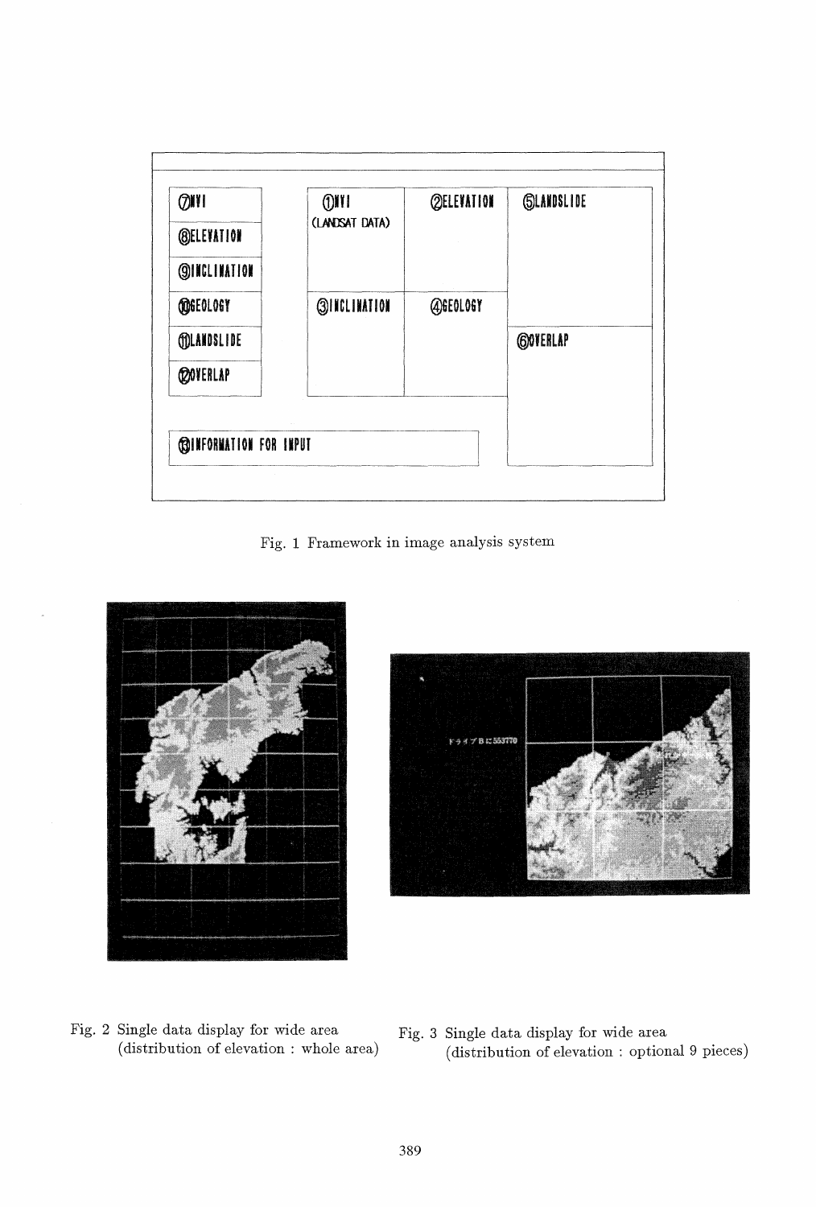| ⑦NVI | | ①NVI (LANDSAT DATA) | ②ELEVATION | ⑤LANDSLIDE |
|---|---|---|---|---|
| ⑧ELEVATION | | | | |
| ⑨INCLINATION | | | | |
| ⑩GEOLOGY | | ③INCLINATION | ④GEOLOGY | |
| ⑪LANDSLIDE | | | | ⑥OVERLAP |
| ⑫OVERLAP | | | | |
| ⑬INFORMATION FOR INPUT | | | | |

Fig. 1 Framework in image analysis system

Fig. 2 Single data display for wide area (distribution of elevation : whole area)

Fig. 3 Single data display for wide area (distribution of elevation : optional 9 pieces)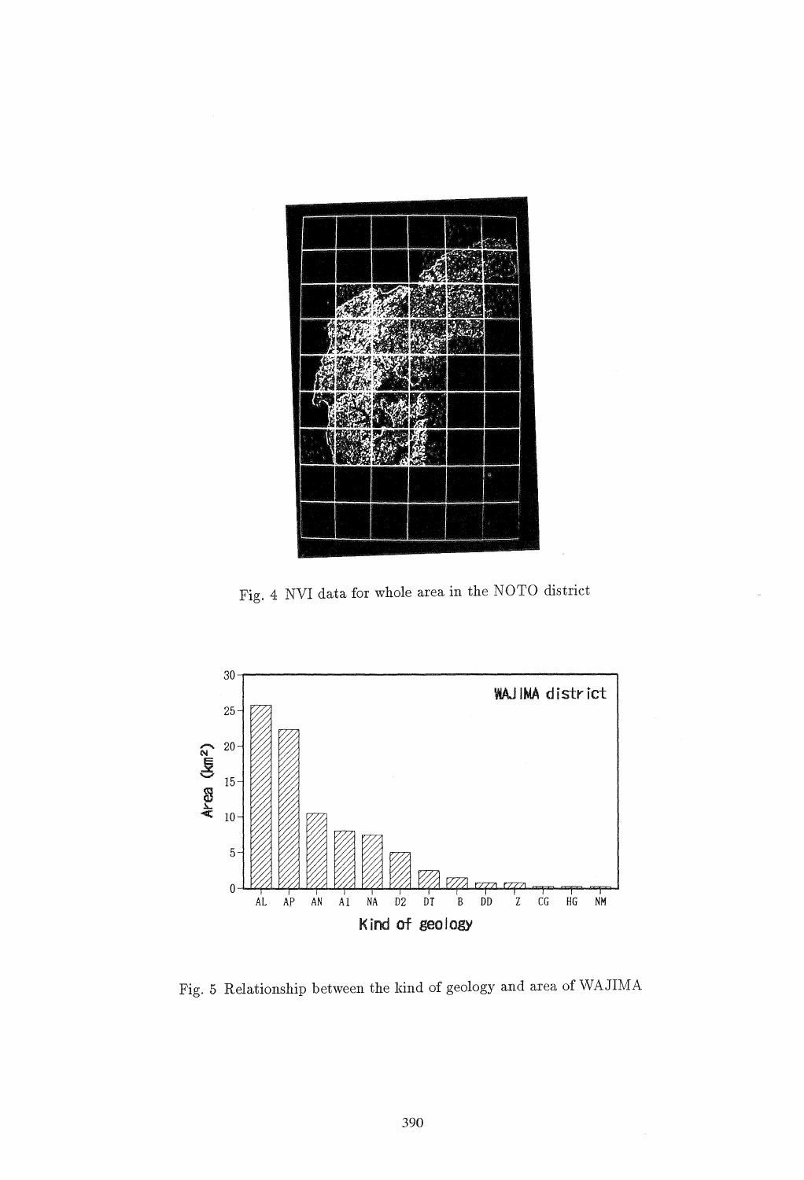Fig. 4 NVI data for whole area in the NOTO district

Fig. 5 Relationship between the kind of geology and area of WAJIMA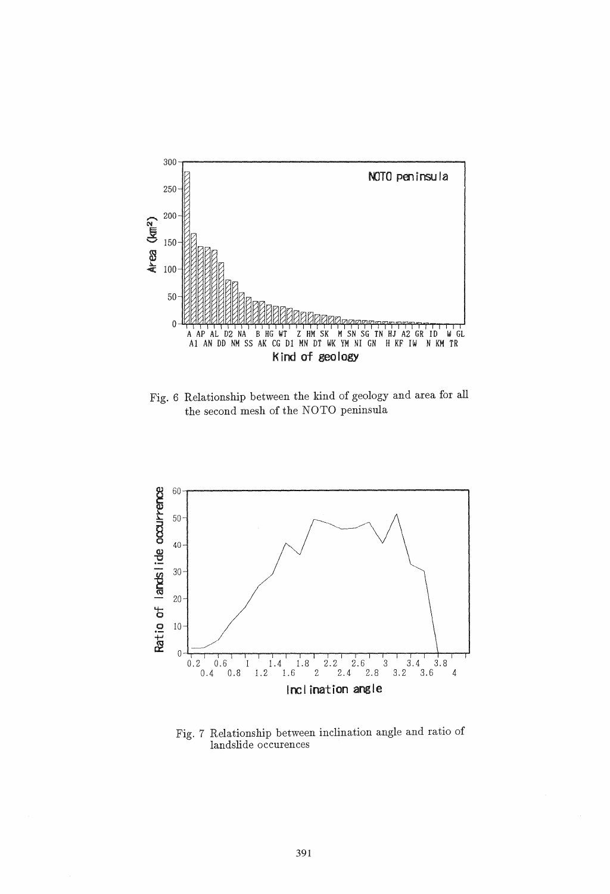300
250
200
150
100
50
0

Area (km²)

NOTO peninsula

A AP AL D2 NA B HG WT Z HM SK M SN SG TN HJ A2 GR ID W GL
A1 AN DD NM SS AK CG D1 MN DT WK YM NI GN H KF IW N KM TR

Kind of geology

Fig. 6 Relationship between the kind of geology and area for all the second mesh of the NOTO peninsula

60
50
40
30
20
10
0

Ratio of landslide occurrence

0.2 0.6 1 1.4 1.8 2.2 2.6 3 3.4 3.8
0.4 0.8 1.2 1.6 2 2.4 2.8 3.2 3.6 4

Inclination angle

Fig. 7 Relationship between inclination angle and ratio of landslide occurences